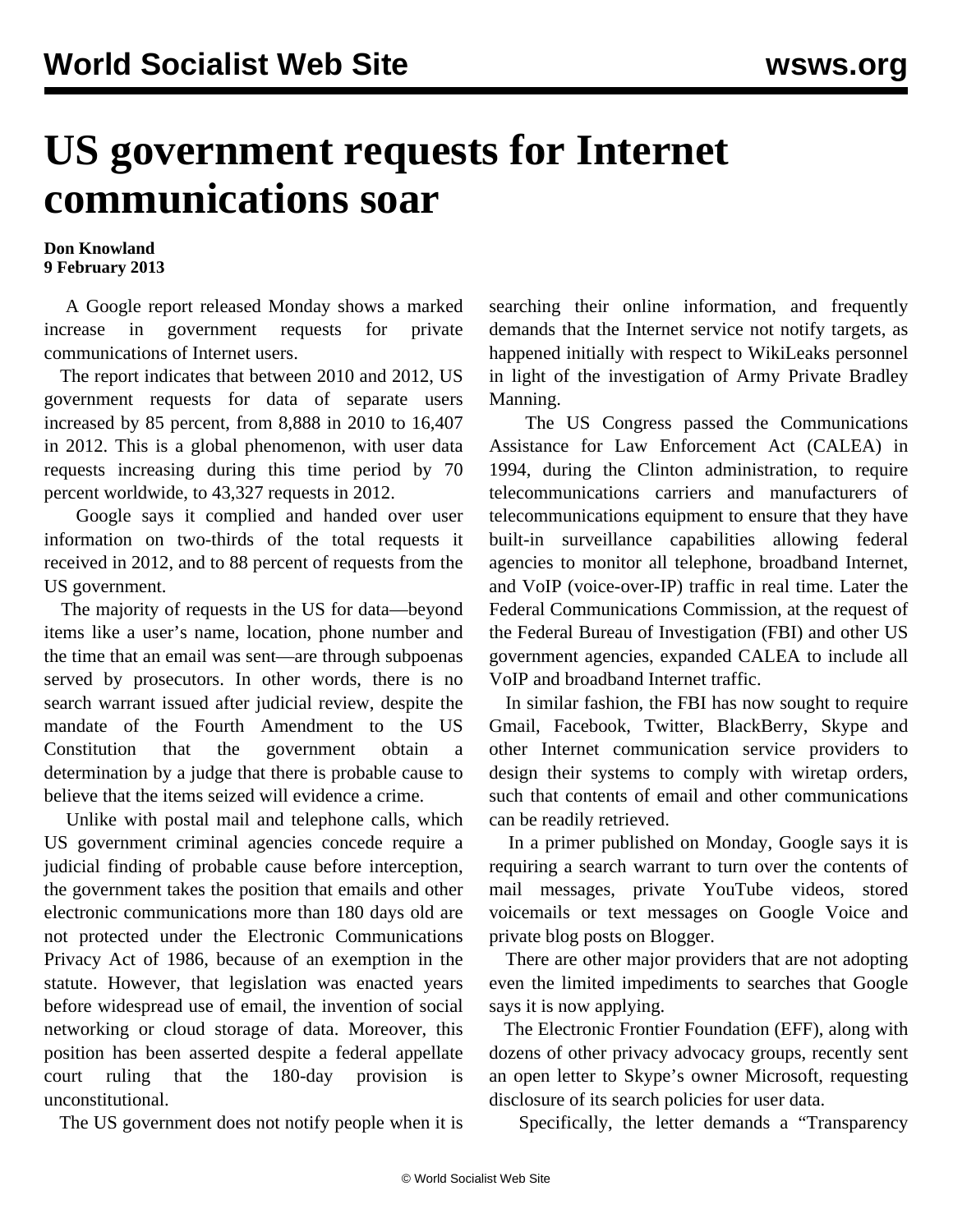# US government requests for Internet communications soar

**Don Knowland**
**9 February 2013**

A Google report released Monday shows a marked increase in government requests for private communications of Internet users.

The report indicates that between 2010 and 2012, US government requests for data of separate users increased by 85 percent, from 8,888 in 2010 to 16,407 in 2012. This is a global phenomenon, with user data requests increasing during this time period by 70 percent worldwide, to 43,327 requests in 2012.

Google says it complied and handed over user information on two-thirds of the total requests it received in 2012, and to 88 percent of requests from the US government.

The majority of requests in the US for data—beyond items like a user's name, location, phone number and the time that an email was sent—are through subpoenas served by prosecutors. In other words, there is no search warrant issued after judicial review, despite the mandate of the Fourth Amendment to the US Constitution that the government obtain a determination by a judge that there is probable cause to believe that the items seized will evidence a crime.

Unlike with postal mail and telephone calls, which US government criminal agencies concede require a judicial finding of probable cause before interception, the government takes the position that emails and other electronic communications more than 180 days old are not protected under the Electronic Communications Privacy Act of 1986, because of an exemption in the statute. However, that legislation was enacted years before widespread use of email, the invention of social networking or cloud storage of data. Moreover, this position has been asserted despite a federal appellate court ruling that the 180-day provision is unconstitutional.

The US government does not notify people when it is searching their online information, and frequently demands that the Internet service not notify targets, as happened initially with respect to WikiLeaks personnel in light of the investigation of Army Private Bradley Manning.

The US Congress passed the Communications Assistance for Law Enforcement Act (CALEA) in 1994, during the Clinton administration, to require telecommunications carriers and manufacturers of telecommunications equipment to ensure that they have built-in surveillance capabilities allowing federal agencies to monitor all telephone, broadband Internet, and VoIP (voice-over-IP) traffic in real time. Later the Federal Communications Commission, at the request of the Federal Bureau of Investigation (FBI) and other US government agencies, expanded CALEA to include all VoIP and broadband Internet traffic.

In similar fashion, the FBI has now sought to require Gmail, Facebook, Twitter, BlackBerry, Skype and other Internet communication service providers to design their systems to comply with wiretap orders, such that contents of email and other communications can be readily retrieved.

In a primer published on Monday, Google says it is requiring a search warrant to turn over the contents of mail messages, private YouTube videos, stored voicemails or text messages on Google Voice and private blog posts on Blogger.

There are other major providers that are not adopting even the limited impediments to searches that Google says it is now applying.

The Electronic Frontier Foundation (EFF), along with dozens of other privacy advocacy groups, recently sent an open letter to Skype's owner Microsoft, requesting disclosure of its search policies for user data.

Specifically, the letter demands a "Transparency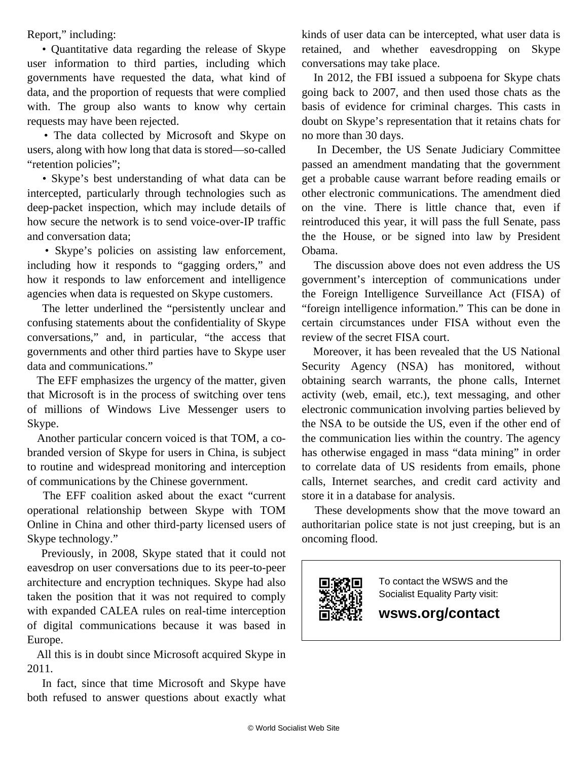Report," including:

• Quantitative data regarding the release of Skype user information to third parties, including which governments have requested the data, what kind of data, and the proportion of requests that were complied with. The group also wants to know why certain requests may have been rejected.

• The data collected by Microsoft and Skype on users, along with how long that data is stored—so-called "retention policies";

• Skype's best understanding of what data can be intercepted, particularly through technologies such as deep-packet inspection, which may include details of how secure the network is to send voice-over-IP traffic and conversation data;

• Skype's policies on assisting law enforcement, including how it responds to "gagging orders," and how it responds to law enforcement and intelligence agencies when data is requested on Skype customers.

The letter underlined the "persistently unclear and confusing statements about the confidentiality of Skype conversations," and, in particular, "the access that governments and other third parties have to Skype user data and communications."

The EFF emphasizes the urgency of the matter, given that Microsoft is in the process of switching over tens of millions of Windows Live Messenger users to Skype.

Another particular concern voiced is that TOM, a co-branded version of Skype for users in China, is subject to routine and widespread monitoring and interception of communications by the Chinese government.

The EFF coalition asked about the exact "current operational relationship between Skype with TOM Online in China and other third-party licensed users of Skype technology."

Previously, in 2008, Skype stated that it could not eavesdrop on user conversations due to its peer-to-peer architecture and encryption techniques. Skype had also taken the position that it was not required to comply with expanded CALEA rules on real-time interception of digital communications because it was based in Europe.

All this is in doubt since Microsoft acquired Skype in 2011.

In fact, since that time Microsoft and Skype have both refused to answer questions about exactly what kinds of user data can be intercepted, what user data is retained, and whether eavesdropping on Skype conversations may take place.

In 2012, the FBI issued a subpoena for Skype chats going back to 2007, and then used those chats as the basis of evidence for criminal charges. This casts in doubt on Skype's representation that it retains chats for no more than 30 days.

In December, the US Senate Judiciary Committee passed an amendment mandating that the government get a probable cause warrant before reading emails or other electronic communications. The amendment died on the vine. There is little chance that, even if reintroduced this year, it will pass the full Senate, pass the the House, or be signed into law by President Obama.

The discussion above does not even address the US government's interception of communications under the Foreign Intelligence Surveillance Act (FISA) of "foreign intelligence information." This can be done in certain circumstances under FISA without even the review of the secret FISA court.

Moreover, it has been revealed that the US National Security Agency (NSA) has monitored, without obtaining search warrants, the phone calls, Internet activity (web, email, etc.), text messaging, and other electronic communication involving parties believed by the NSA to be outside the US, even if the other end of the communication lies within the country. The agency has otherwise engaged in mass "data mining" in order to correlate data of US residents from emails, phone calls, Internet searches, and credit card activity and store it in a database for analysis.

These developments show that the move toward an authoritarian police state is not just creeping, but is an oncoming flood.

To contact the WSWS and the Socialist Equality Party visit:

**wsws.org/contact**